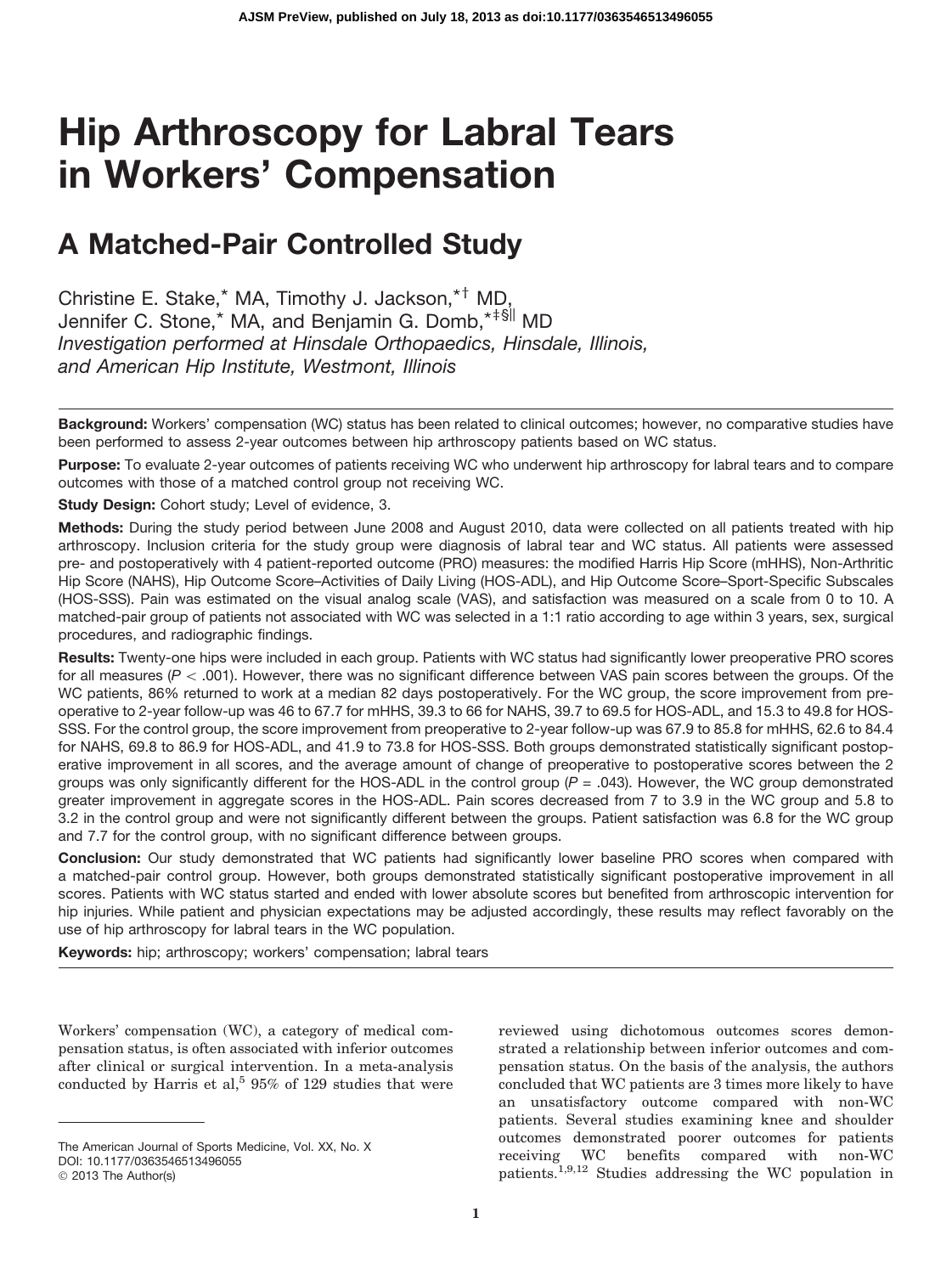# Hip Arthroscopy for Labral Tears in Workers' Compensation

## A Matched-Pair Controlled Study

Christine E. Stake,[*] MA, Timothy J. Jackson,[*†] MD, Jennifer C. Stone,[*] MA, and Benjamin G. Domb,[*‡§||] MD

*Investigation performed at Hinsdale Orthopaedics, Hinsdale, Illinois, and American Hip Institute, Westmont, Illinois*

**Background:** Workers' compensation (WC) status has been related to clinical outcomes; however, no comparative studies have been performed to assess 2-year outcomes between hip arthroscopy patients based on WC status.

**Purpose:** To evaluate 2-year outcomes of patients receiving WC who underwent hip arthroscopy for labral tears and to compare outcomes with those of a matched control group not receiving WC.

**Study Design:** Cohort study; Level of evidence, 3.

**Methods:** During the study period between June 2008 and August 2010, data were collected on all patients treated with hip arthroscopy. Inclusion criteria for the study group were diagnosis of labral tear and WC status. All patients were assessed pre- and postoperatively with 4 patient-reported outcome (PRO) measures: the modified Harris Hip Score (mHHS), Non-Arthritic Hip Score (NAHS), Hip Outcome Score–Activities of Daily Living (HOS-ADL), and Hip Outcome Score–Sport-Specific Subscales (HOS-SSS). Pain was estimated on the visual analog scale (VAS), and satisfaction was measured on a scale from 0 to 10. A matched-pair group of patients not associated with WC was selected in a 1:1 ratio according to age within 3 years, sex, surgical procedures, and radiographic findings.

**Results:** Twenty-one hips were included in each group. Patients with WC status had significantly lower preoperative PRO scores for all measures ($P < .001$). However, there was no significant difference between VAS pain scores between the groups. Of the WC patients, 86% returned to work at a median 82 days postoperatively. For the WC group, the score improvement from preoperative to 2-year follow-up was 46 to 67.7 for mHHS, 39.3 to 66 for NAHS, 39.7 to 69.5 for HOS-ADL, and 15.3 to 49.8 for HOS-SSS. For the control group, the score improvement from preoperative to 2-year follow-up was 67.9 to 85.8 for mHHS, 62.6 to 84.4 for NAHS, 69.8 to 86.9 for HOS-ADL, and 41.9 to 73.8 for HOS-SSS. Both groups demonstrated statistically significant postoperative improvement in all scores, and the average amount of change of preoperative to postoperative scores between the 2 groups was only significantly different for the HOS-ADL in the control group ($P = .043$). However, the WC group demonstrated greater improvement in aggregate scores in the HOS-ADL. Pain scores decreased from 7 to 3.9 in the WC group and 5.8 to 3.2 in the control group and were not significantly different between the groups. Patient satisfaction was 6.8 for the WC group and 7.7 for the control group, with no significant difference between groups.

**Conclusion:** Our study demonstrated that WC patients had significantly lower baseline PRO scores when compared with a matched-pair control group. However, both groups demonstrated statistically significant postoperative improvement in all scores. Patients with WC status started and ended with lower absolute scores but benefited from arthroscopic intervention for hip injuries. While patient and physician expectations may be adjusted accordingly, these results may reflect favorably on the use of hip arthroscopy for labral tears in the WC population.

**Keywords:** hip; arthroscopy; workers' compensation; labral tears

Workers' compensation (WC), a category of medical compensation status, is often associated with inferior outcomes after clinical or surgical intervention. In a meta-analysis conducted by Harris et al,[5] 95% of 129 studies that were reviewed using dichotomous outcomes scores demonstrated a relationship between inferior outcomes and compensation status. On the basis of the analysis, the authors concluded that WC patients are 3 times more likely to have an unsatisfactory outcome compared with non-WC patients. Several studies examining knee and shoulder outcomes demonstrated poorer outcomes for patients receiving WC benefits compared with non-WC patients.[1,9,12] Studies addressing the WC population in

The American Journal of Sports Medicine, Vol. XX, No. X
DOI: 10.1177/0363546513496055
© 2013 The Author(s)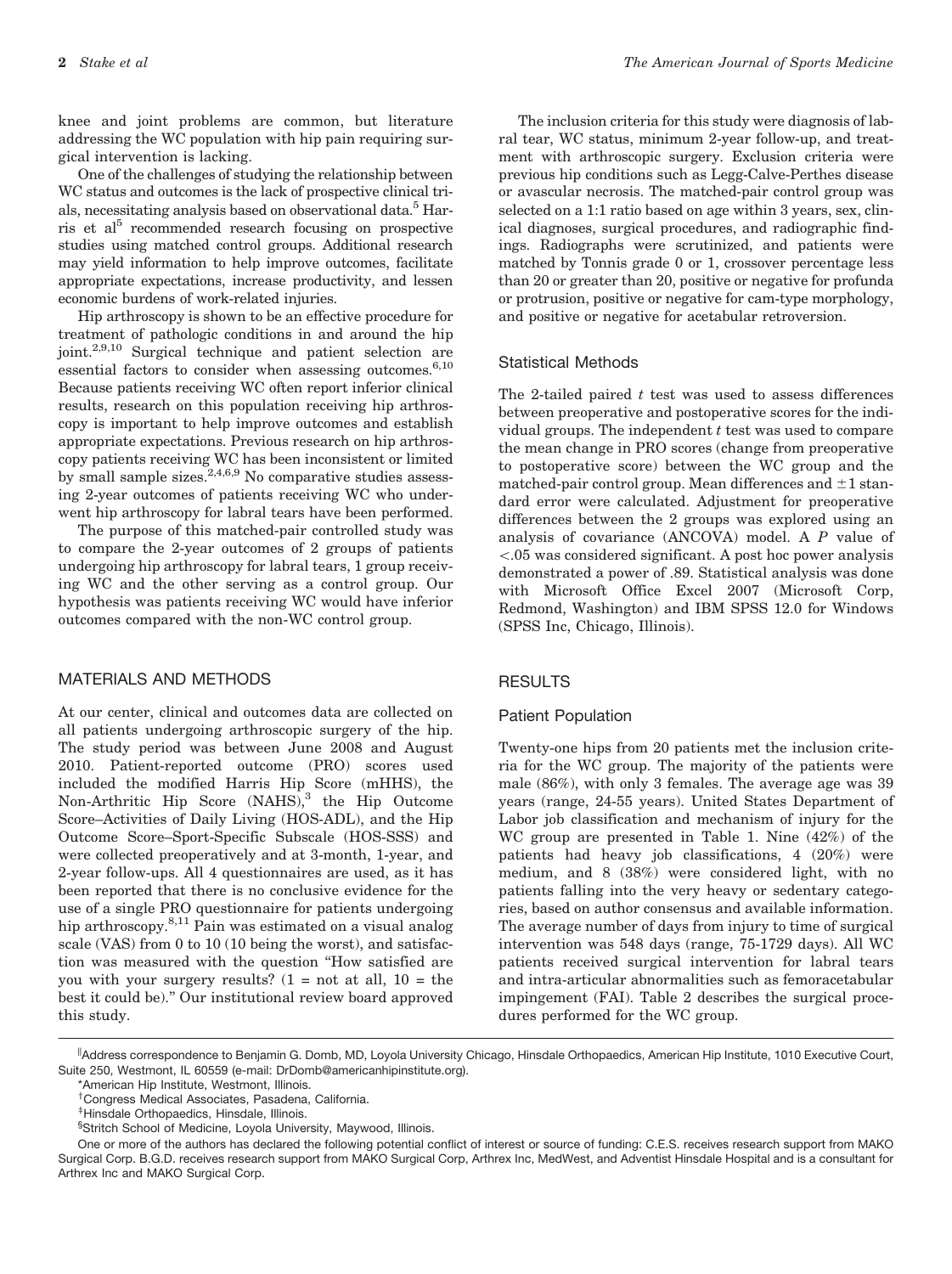knee and joint problems are common, but literature addressing the WC population with hip pain requiring surgical intervention is lacking.

One of the challenges of studying the relationship between WC status and outcomes is the lack of prospective clinical trials, necessitating analysis based on observational data.[5] Harris et al[5] recommended research focusing on prospective studies using matched control groups. Additional research may yield information to help improve outcomes, facilitate appropriate expectations, increase productivity, and lessen economic burdens of work-related injuries.

Hip arthroscopy is shown to be an effective procedure for treatment of pathologic conditions in and around the hip joint.[2,9,10] Surgical technique and patient selection are essential factors to consider when assessing outcomes.[6,10] Because patients receiving WC often report inferior clinical results, research on this population receiving hip arthroscopy is important to help improve outcomes and establish appropriate expectations. Previous research on hip arthroscopy patients receiving WC has been inconsistent or limited by small sample sizes.[2,4,6,9] No comparative studies assessing 2-year outcomes of patients receiving WC who underwent hip arthroscopy for labral tears have been performed.

The purpose of this matched-pair controlled study was to compare the 2-year outcomes of 2 groups of patients undergoing hip arthroscopy for labral tears, 1 group receiving WC and the other serving as a control group. Our hypothesis was patients receiving WC would have inferior outcomes compared with the non-WC control group.

## MATERIALS AND METHODS

At our center, clinical and outcomes data are collected on all patients undergoing arthroscopic surgery of the hip. The study period was between June 2008 and August 2010. Patient-reported outcome (PRO) scores used included the modified Harris Hip Score (mHHS), the Non-Arthritic Hip Score (NAHS),[3] the Hip Outcome Score–Activities of Daily Living (HOS-ADL), and the Hip Outcome Score–Sport-Specific Subscale (HOS-SSS) and were collected preoperatively and at 3-month, 1-year, and 2-year follow-ups. All 4 questionnaires are used, as it has been reported that there is no conclusive evidence for the use of a single PRO questionnaire for patients undergoing hip arthroscopy.[8,11] Pain was estimated on a visual analog scale (VAS) from 0 to 10 (10 being the worst), and satisfaction was measured with the question "How satisfied are you with your surgery results? (1 = not at all, 10 = the best it could be)." Our institutional review board approved this study.

The inclusion criteria for this study were diagnosis of labral tear, WC status, minimum 2-year follow-up, and treatment with arthroscopic surgery. Exclusion criteria were previous hip conditions such as Legg-Calve-Perthes disease or avascular necrosis. The matched-pair control group was selected on a 1:1 ratio based on age within 3 years, sex, clinical diagnoses, surgical procedures, and radiographic findings. Radiographs were scrutinized, and patients were matched by Tonnis grade 0 or 1, crossover percentage less than 20 or greater than 20, positive or negative for profunda or protrusion, positive or negative for cam-type morphology, and positive or negative for acetabular retroversion.

### Statistical Methods

The 2-tailed paired $t$ test was used to assess differences between preoperative and postoperative scores for the individual groups. The independent $t$ test was used to compare the mean change in PRO scores (change from preoperative to postoperative score) between the WC group and the matched-pair control group. Mean differences and $\pm 1$ standard error were calculated. Adjustment for preoperative differences between the 2 groups was explored using an analysis of covariance (ANCOVA) model. A $P$ value of $<.05$ was considered significant. A post hoc power analysis demonstrated a power of .89. Statistical analysis was done with Microsoft Office Excel 2007 (Microsoft Corp, Redmond, Washington) and IBM SPSS 12.0 for Windows (SPSS Inc, Chicago, Illinois).

## RESULTS

### Patient Population

Twenty-one hips from 20 patients met the inclusion criteria for the WC group. The majority of the patients were male (86%), with only 3 females. The average age was 39 years (range, 24-55 years). United States Department of Labor job classification and mechanism of injury for the WC group are presented in Table 1. Nine (42%) of the patients had heavy job classifications, 4 (20%) were medium, and 8 (38%) were considered light, with no patients falling into the very heavy or sedentary categories, based on author consensus and available information. The average number of days from injury to time of surgical intervention was 548 days (range, 75-1729 days). All WC patients received surgical intervention for labral tears and intra-articular abnormalities such as femoracetabular impingement (FAI). Table 2 describes the surgical procedures performed for the WC group.

---

‖Address correspondence to Benjamin G. Domb, MD, Loyola University Chicago, Hinsdale Orthopaedics, American Hip Institute, 1010 Executive Court, Suite 250, Westmont, IL 60559 (e-mail: DrDomb@americanhipinstitute.org).

*American Hip Institute, Westmont, Illinois.

†Congress Medical Associates, Pasadena, California.

‡Hinsdale Orthopaedics, Hinsdale, Illinois.

§Stritch School of Medicine, Loyola University, Maywood, Illinois.

One or more of the authors has declared the following potential conflict of interest or source of funding: C.E.S. receives research support from MAKO Surgical Corp. B.G.D. receives research support from MAKO Surgical Corp, Arthrex Inc, MedWest, and Adventist Hinsdale Hospital and is a consultant for Arthrex Inc and MAKO Surgical Corp.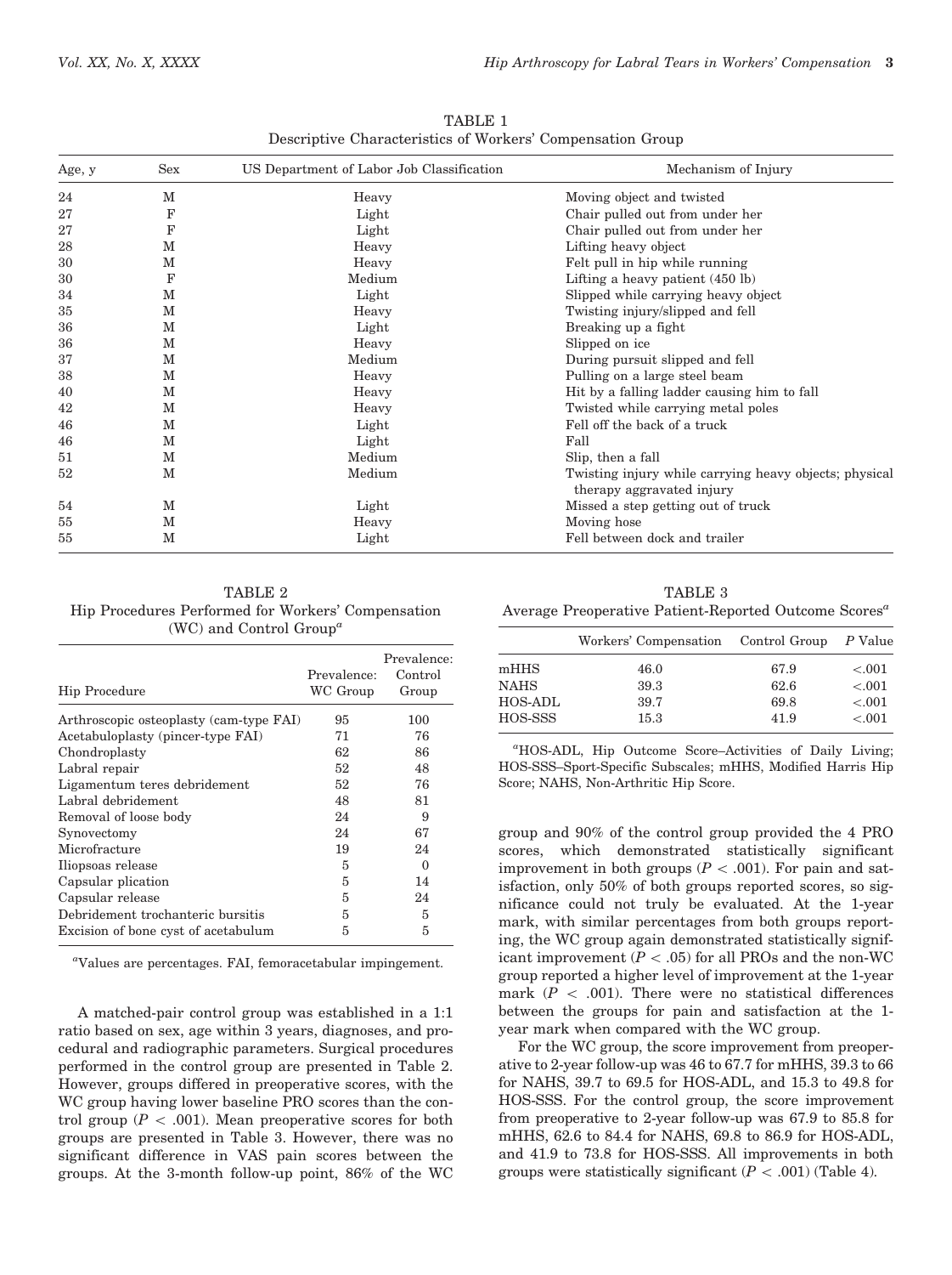TABLE 1
Descriptive Characteristics of Workers' Compensation Group

| Age, y | Sex | US Department of Labor Job Classification | Mechanism of Injury |
|---|---|---|---|
| 24 | M | Heavy | Moving object and twisted |
| 27 | F | Light | Chair pulled out from under her |
| 27 | F | Light | Chair pulled out from under her |
| 28 | M | Heavy | Lifting heavy object |
| 30 | M | Heavy | Felt pull in hip while running |
| 30 | F | Medium | Lifting a heavy patient (450 lb) |
| 34 | M | Light | Slipped while carrying heavy object |
| 35 | M | Heavy | Twisting injury/slipped and fell |
| 36 | M | Light | Breaking up a fight |
| 36 | M | Heavy | Slipped on ice |
| 37 | M | Medium | During pursuit slipped and fell |
| 38 | M | Heavy | Pulling on a large steel beam |
| 40 | M | Heavy | Hit by a falling ladder causing him to fall |
| 42 | M | Heavy | Twisted while carrying metal poles |
| 46 | M | Light | Fell off the back of a truck |
| 46 | M | Light | Fall |
| 51 | M | Medium | Slip, then a fall |
| 52 | M | Medium | Twisting injury while carrying heavy objects; physical therapy aggravated injury |
| 54 | M | Light | Missed a step getting out of truck |
| 55 | M | Heavy | Moving hose |
| 55 | M | Light | Fell between dock and trailer |

TABLE 2
Hip Procedures Performed for Workers' Compensation (WC) and Control Group[a]

| Hip Procedure | Prevalence: WC Group | Prevalence: Control Group |
|---|---|---|
| Arthroscopic osteoplasty (cam-type FAI) | 95 | 100 |
| Acetabuloplasty (pincer-type FAI) | 71 | 76 |
| Chondroplasty | 62 | 86 |
| Labral repair | 52 | 48 |
| Ligamentum teres debridement | 52 | 76 |
| Labral debridement | 48 | 81 |
| Removal of loose body | 24 | 9 |
| Synovectomy | 24 | 67 |
| Microfracture | 19 | 24 |
| Iliopsoas release | 5 | 0 |
| Capsular plication | 5 | 14 |
| Capsular release | 5 | 24 |
| Debridement trochanteric bursitis | 5 | 5 |
| Excision of bone cyst of acetabulum | 5 | 5 |

[a]Values are percentages. FAI, femoroacetabular impingement.

A matched-pair control group was established in a 1:1 ratio based on sex, age within 3 years, diagnoses, and procedural and radiographic parameters. Surgical procedures performed in the control group are presented in Table 2. However, groups differed in preoperative scores, with the WC group having lower baseline PRO scores than the control group ($P < .001$). Mean preoperative scores for both groups are presented in Table 3. However, there was no significant difference in VAS pain scores between the groups. At the 3-month follow-up point, 86% of the WC group and 90% of the control group provided the 4 PRO scores, which demonstrated statistically significant improvement in both groups ($P < .001$). For pain and satisfaction, only 50% of both groups reported scores, so significance could not truly be evaluated. At the 1-year mark, with similar percentages from both groups reporting, the WC group again demonstrated statistically significant improvement ($P < .05$) for all PROs and the non-WC group reported a higher level of improvement at the 1-year mark ($P < .001$). There were no statistical differences between the groups for pain and satisfaction at the 1-year mark when compared with the WC group.

TABLE 3
Average Preoperative Patient-Reported Outcome Scores[a]

| | Workers' Compensation | Control Group | P Value |
|---|---|---|---|
| mHHS | 46.0 | 67.9 | <.001 |
| NAHS | 39.3 | 62.6 | <.001 |
| HOS-ADL | 39.7 | 69.8 | <.001 |
| HOS-SSS | 15.3 | 41.9 | <.001 |

[a]HOS-ADL, Hip Outcome Score–Activities of Daily Living; HOS-SSS–Sport-Specific Subscales; mHHS, Modified Harris Hip Score; NAHS, Non-Arthritic Hip Score.

For the WC group, the score improvement from preoperative to 2-year follow-up was 46 to 67.7 for mHHS, 39.3 to 66 for NAHS, 39.7 to 69.5 for HOS-ADL, and 15.3 to 49.8 for HOS-SSS. For the control group, the score improvement from preoperative to 2-year follow-up was 67.9 to 85.8 for mHHS, 62.6 to 84.4 for NAHS, 69.8 to 86.9 for HOS-ADL, and 41.9 to 73.8 for HOS-SSS. All improvements in both groups were statistically significant ($P < .001$) (Table 4).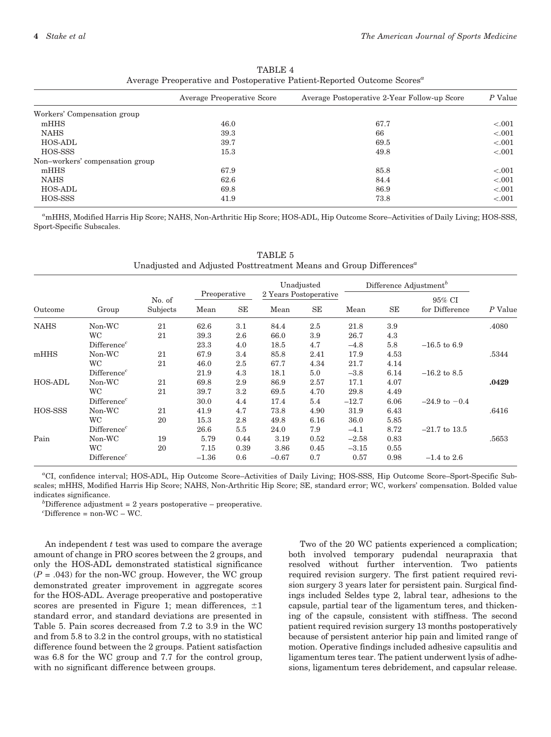TABLE 4
Average Preoperative and Postoperative Patient-Reported Outcome Scores[a]

| | Average Preoperative Score | Average Postoperative 2-Year Follow-up Score | *P* Value |
|---|---|---|---|
| Workers' Compensation group | | | |
| mHHS | 46.0 | 67.7 | <.001 |
| NAHS | 39.3 | 66 | <.001 |
| HOS-ADL | 39.7 | 69.5 | <.001 |
| HOS-SSS | 15.3 | 49.8 | <.001 |
| Non–workers' compensation group | | | |
| mHHS | 67.9 | 85.8 | <.001 |
| NAHS | 62.6 | 84.4 | <.001 |
| HOS-ADL | 69.8 | 86.9 | <.001 |
| HOS-SSS | 41.9 | 73.8 | <.001 |

[a]mHHS, Modified Harris Hip Score; NAHS, Non-Arthritic Hip Score; HOS-ADL, Hip Outcome Score–Activities of Daily Living; HOS-SSS, Sport-Specific Subscales.

TABLE 5
Unadjusted and Adjusted Posttreatment Means and Group Differences[a]

| Outcome | Group | No. of Subjects | Preoperative | | Unadjusted 2 Years Postoperative | | Difference Adjustment[b] | | | *P* Value |
|---|---|---|---|---|---|---|---|---|---|---|
| | | | Mean | SE | Mean | SE | Mean | SE | 95% CI for Difference | |
| NAHS | Non-WC | 21 | 62.6 | 3.1 | 84.4 | 2.5 | 21.8 | 3.9 | | .4080 |
| | WC | 21 | 39.3 | 2.6 | 66.0 | 3.9 | 26.7 | 4.3 | | |
| | Difference[c] | | 23.3 | 4.0 | 18.5 | 4.7 | −4.8 | 5.8 | −16.5 to 6.9 | |
| mHHS | Non-WC | 21 | 67.9 | 3.4 | 85.8 | 2.41 | 17.9 | 4.53 | | .5344 |
| | WC | 21 | 46.0 | 2.5 | 67.7 | 4.34 | 21.7 | 4.14 | | |
| | Difference[c] | | 21.9 | 4.3 | 18.1 | 5.0 | −3.8 | 6.14 | −16.2 to 8.5 | |
| HOS-ADL | Non-WC | 21 | 69.8 | 2.9 | 86.9 | 2.57 | 17.1 | 4.07 | | **.0429** |
| | WC | 21 | 39.7 | 3.2 | 69.5 | 4.70 | 29.8 | 4.49 | | |
| | Difference[c] | | 30.0 | 4.4 | 17.4 | 5.4 | −12.7 | 6.06 | −24.9 to −0.4 | |
| HOS-SSS | Non-WC | 21 | 41.9 | 4.7 | 73.8 | 4.90 | 31.9 | 6.43 | | .6416 |
| | WC | 20 | 15.3 | 2.8 | 49.8 | 6.16 | 36.0 | 5.85 | | |
| | Difference[c] | | 26.6 | 5.5 | 24.0 | 7.9 | −4.1 | 8.72 | −21.7 to 13.5 | |
| Pain | Non-WC | 19 | 5.79 | 0.44 | 3.19 | 0.52 | −2.58 | 0.83 | | .5653 |
| | WC | 20 | 7.15 | 0.39 | 3.86 | 0.45 | −3.15 | 0.55 | | |
| | Difference[c] | | −1.36 | 0.6 | −0.67 | 0.7 | 0.57 | 0.98 | −1.4 to 2.6 | |

[a]CI, confidence interval; HOS-ADL, Hip Outcome Score–Activities of Daily Living; HOS-SSS, Hip Outcome Score–Sport-Specific Subscales; mHHS, Modified Harris Hip Score; NAHS, Non-Arthritic Hip Score; SE, standard error; WC, workers' compensation. Bolded value indicates significance.

[b]Difference adjustment = 2 years postoperative − preoperative.

[c]Difference = non-WC − WC.

An independent *t* test was used to compare the average amount of change in PRO scores between the 2 groups, and only the HOS-ADL demonstrated statistical significance ($P = .043$) for the non-WC group. However, the WC group demonstrated greater improvement in aggregate scores for the HOS-ADL. Average preoperative and postoperative scores are presented in Figure 1; mean differences, ±1 standard error, and standard deviations are presented in Table 5. Pain scores decreased from 7.2 to 3.9 in the WC and from 5.8 to 3.2 in the control groups, with no statistical difference found between the 2 groups. Patient satisfaction was 6.8 for the WC group and 7.7 for the control group, with no significant difference between groups.

Two of the 20 WC patients experienced a complication; both involved temporary pudendal neurapraxia that resolved without further intervention. Two patients required revision surgery. The first patient required revision surgery 3 years later for persistent pain. Surgical findings included Seldes type 2, labral tear, adhesions to the capsule, partial tear of the ligamentum teres, and thickening of the capsule, consistent with stiffness. The second patient required revision surgery 13 months postoperatively because of persistent anterior hip pain and limited range of motion. Operative findings included adhesive capsulitis and ligamentum teres tear. The patient underwent lysis of adhesions, ligamentum teres debridement, and capsular release.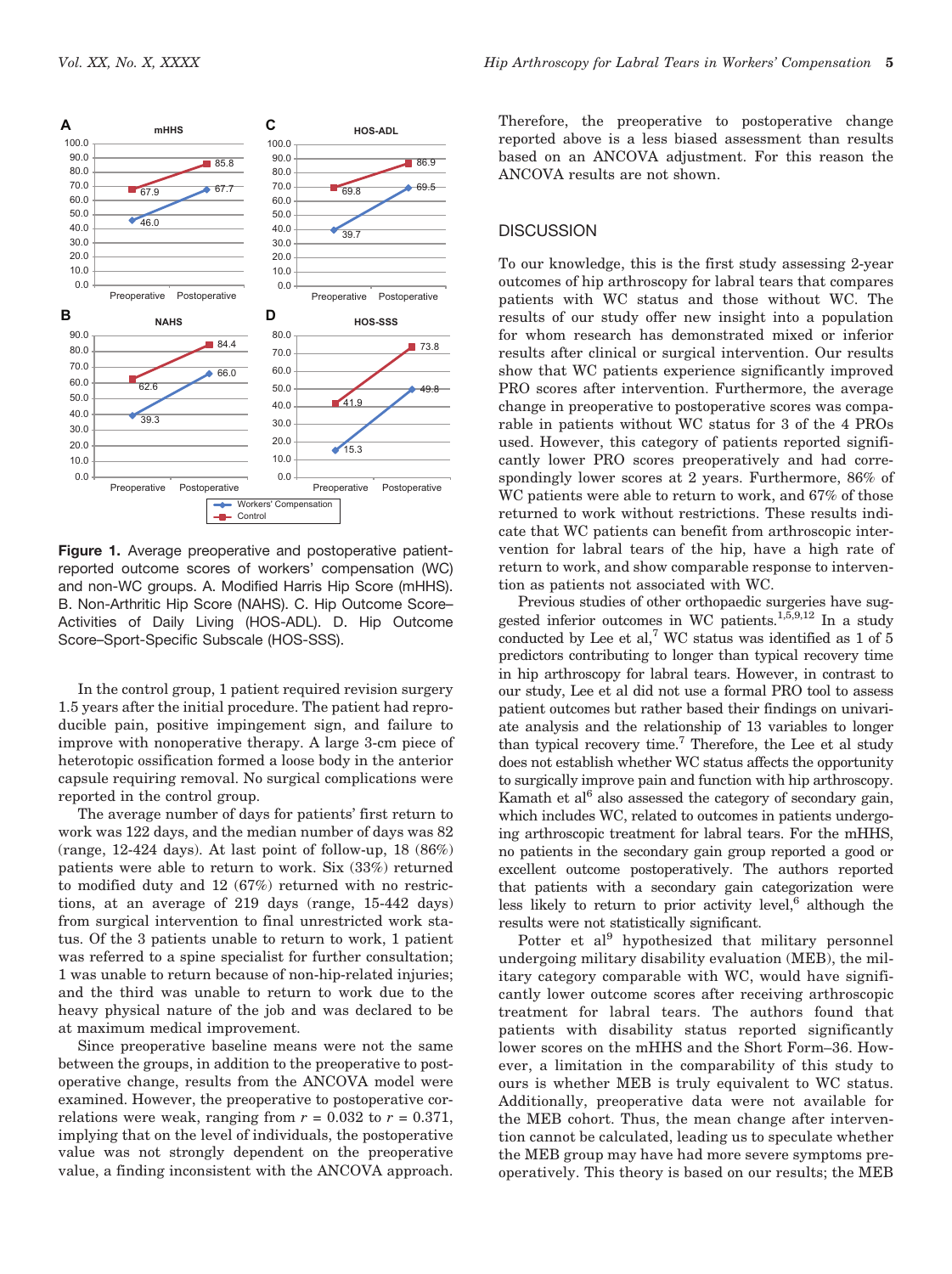Figure 1. Average preoperative and postoperative patient-reported outcome scores of workers' compensation (WC) and non-WC groups. A. Modified Harris Hip Score (mHHS). B. Non-Arthritic Hip Score (NAHS). C. Hip Outcome Score–Activities of Daily Living (HOS-ADL). D. Hip Outcome Score–Sport-Specific Subscale (HOS-SSS).

In the control group, 1 patient required revision surgery 1.5 years after the initial procedure. The patient had reproducible pain, positive impingement sign, and failure to improve with nonoperative therapy. A large 3-cm piece of heterotopic ossification formed a loose body in the anterior capsule requiring removal. No surgical complications were reported in the control group.

The average number of days for patients' first return to work was 122 days, and the median number of days was 82 (range, 12-424 days). At last point of follow-up, 18 (86%) patients were able to return to work. Six (33%) returned to modified duty and 12 (67%) returned with no restrictions, at an average of 219 days (range, 15-442 days) from surgical intervention to final unrestricted work status. Of the 3 patients unable to return to work, 1 patient was referred to a spine specialist for further consultation; 1 was unable to return because of non-hip-related injuries; and the third was unable to return to work due to the heavy physical nature of the job and was declared to be at maximum medical improvement.

Since preoperative baseline means were not the same between the groups, in addition to the preoperative to postoperative change, results from the ANCOVA model were examined. However, the preoperative to postoperative correlations were weak, ranging from $r$ = 0.032 to $r$ = 0.371, implying that on the level of individuals, the postoperative value was not strongly dependent on the preoperative value, a finding inconsistent with the ANCOVA approach. Therefore, the preoperative to postoperative change reported above is a less biased assessment than results based on an ANCOVA adjustment. For this reason the ANCOVA results are not shown.

## DISCUSSION

To our knowledge, this is the first study assessing 2-year outcomes of hip arthroscopy for labral tears that compares patients with WC status and those without WC. The results of our study offer new insight into a population for whom research has demonstrated mixed or inferior results after clinical or surgical intervention. Our results show that WC patients experience significantly improved PRO scores after intervention. Furthermore, the average change in preoperative to postoperative scores was comparable in patients without WC status for 3 of the 4 PROs used. However, this category of patients reported significantly lower PRO scores preoperatively and had correspondingly lower scores at 2 years. Furthermore, 86% of WC patients were able to return to work, and 67% of those returned to work without restrictions. These results indicate that WC patients can benefit from arthroscopic intervention for labral tears of the hip, have a high rate of return to work, and show comparable response to intervention as patients not associated with WC.

Previous studies of other orthopaedic surgeries have suggested inferior outcomes in WC patients.[1,5,9,12] In a study conducted by Lee et al,[7] WC status was identified as 1 of 5 predictors contributing to longer than typical recovery time in hip arthroscopy for labral tears. However, in contrast to our study, Lee et al did not use a formal PRO tool to assess patient outcomes but rather based their findings on univariate analysis and the relationship of 13 variables to longer than typical recovery time.[7] Therefore, the Lee et al study does not establish whether WC status affects the opportunity to surgically improve pain and function with hip arthroscopy. Kamath et al[6] also assessed the category of secondary gain, which includes WC, related to outcomes in patients undergoing arthroscopic treatment for labral tears. For the mHHS, no patients in the secondary gain group reported a good or excellent outcome postoperatively. The authors reported that patients with a secondary gain categorization were less likely to return to prior activity level,[6] although the results were not statistically significant.

Potter et al[9] hypothesized that military personnel undergoing military disability evaluation (MEB), the military category comparable with WC, would have significantly lower outcome scores after receiving arthroscopic treatment for labral tears. The authors found that patients with disability status reported significantly lower scores on the mHHS and the Short Form–36. However, a limitation in the comparability of this study to ours is whether MEB is truly equivalent to WC status. Additionally, preoperative data were not available for the MEB cohort. Thus, the mean change after intervention cannot be calculated, leading us to speculate whether the MEB group may have had more severe symptoms preoperatively. This theory is based on our results; the MEB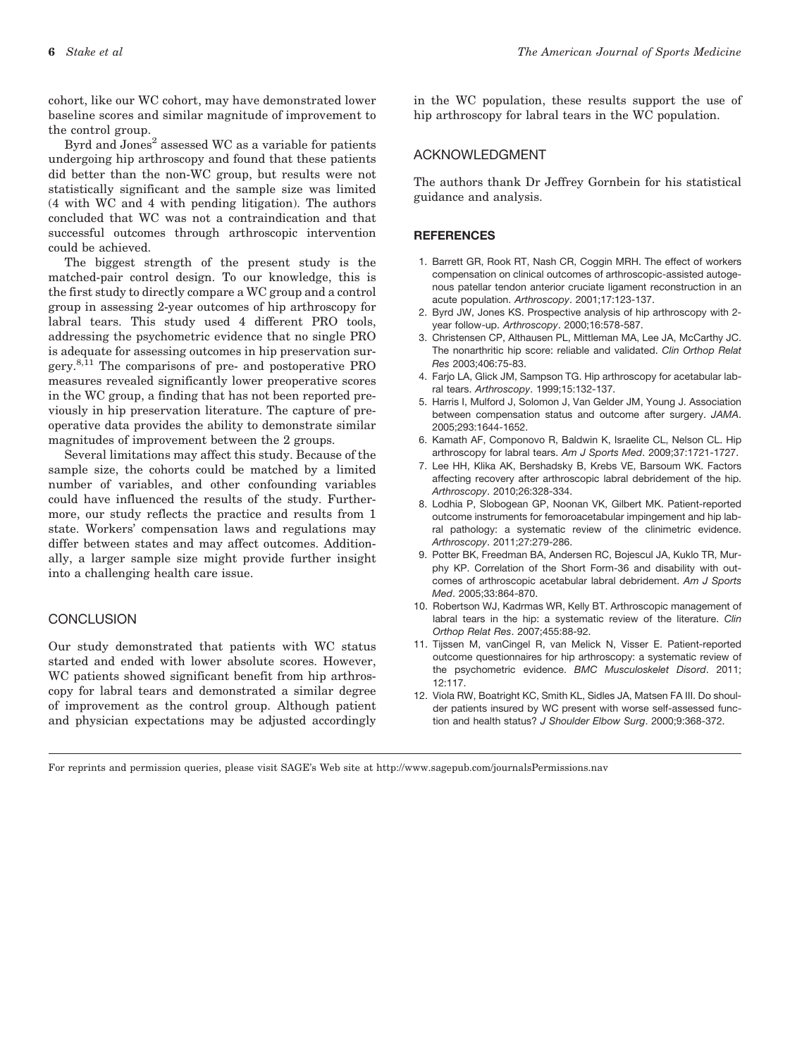cohort, like our WC cohort, may have demonstrated lower baseline scores and similar magnitude of improvement to the control group.

Byrd and Jones[2] assessed WC as a variable for patients undergoing hip arthroscopy and found that these patients did better than the non-WC group, but results were not statistically significant and the sample size was limited (4 with WC and 4 with pending litigation). The authors concluded that WC was not a contraindication and that successful outcomes through arthroscopic intervention could be achieved.

The biggest strength of the present study is the matched-pair control design. To our knowledge, this is the first study to directly compare a WC group and a control group in assessing 2-year outcomes of hip arthroscopy for labral tears. This study used 4 different PRO tools, addressing the psychometric evidence that no single PRO is adequate for assessing outcomes in hip preservation surgery.[8,11] The comparisons of pre- and postoperative PRO measures revealed significantly lower preoperative scores in the WC group, a finding that has not been reported previously in hip preservation literature. The capture of preoperative data provides the ability to demonstrate similar magnitudes of improvement between the 2 groups.

Several limitations may affect this study. Because of the sample size, the cohorts could be matched by a limited number of variables, and other confounding variables could have influenced the results of the study. Furthermore, our study reflects the practice and results from 1 state. Workers' compensation laws and regulations may differ between states and may affect outcomes. Additionally, a larger sample size might provide further insight into a challenging health care issue.

## CONCLUSION

Our study demonstrated that patients with WC status started and ended with lower absolute scores. However, WC patients showed significant benefit from hip arthroscopy for labral tears and demonstrated a similar degree of improvement as the control group. Although patient and physician expectations may be adjusted accordingly in the WC population, these results support the use of hip arthroscopy for labral tears in the WC population.

## ACKNOWLEDGMENT

The authors thank Dr Jeffrey Gornbein for his statistical guidance and analysis.

## REFERENCES

1. Barrett GR, Rook RT, Nash CR, Coggin MRH. The effect of workers compensation on clinical outcomes of arthroscopic-assisted autogenous patellar tendon anterior cruciate ligament reconstruction in an acute population. *Arthroscopy*. 2001;17:123-137.
2. Byrd JW, Jones KS. Prospective analysis of hip arthroscopy with 2-year follow-up. *Arthroscopy*. 2000;16:578-587.
3. Christensen CP, Althausen PL, Mittleman MA, Lee JA, McCarthy JC. The nonarthritic hip score: reliable and validated. *Clin Orthop Relat Res* 2003;406:75-83.
4. Farjo LA, Glick JM, Sampson TG. Hip arthroscopy for acetabular labral tears. *Arthroscopy*. 1999;15:132-137.
5. Harris I, Mulford J, Solomon J, Van Gelder JM, Young J. Association between compensation status and outcome after surgery. *JAMA*. 2005;293:1644-1652.
6. Kamath AF, Componovo R, Baldwin K, Israelite CL, Nelson CL. Hip arthroscopy for labral tears. *Am J Sports Med*. 2009;37:1721-1727.
7. Lee HH, Klika AK, Bershadsky B, Krebs VE, Barsoum WK. Factors affecting recovery after arthroscopic labral debridement of the hip. *Arthroscopy*. 2010;26:328-334.
8. Lodhia P, Slobogean GP, Noonan VK, Gilbert MK. Patient-reported outcome instruments for femoroacetabular impingement and hip labral pathology: a systematic review of the clinimetric evidence. *Arthroscopy*. 2011;27:279-286.
9. Potter BK, Freedman BA, Andersen RC, Bojescul JA, Kuklo TR, Murphy KP. Correlation of the Short Form-36 and disability with outcomes of arthroscopic acetabular labral debridement. *Am J Sports Med*. 2005;33:864-870.
10. Robertson WJ, Kadrmas WR, Kelly BT. Arthroscopic management of labral tears in the hip: a systematic review of the literature. *Clin Orthop Relat Res*. 2007;455:88-92.
11. Tijssen M, vanCingel R, van Melick N, Visser E. Patient-reported outcome questionnaires for hip arthroscopy: a systematic review of the psychometric evidence. *BMC Musculoskelet Disord*. 2011; 12:117.
12. Viola RW, Boatright KC, Smith KL, Sidles JA, Matsen FA III. Do shoulder patients insured by WC present with worse self-assessed function and health status? *J Shoulder Elbow Surg*. 2000;9:368-372.

For reprints and permission queries, please visit SAGE's Web site at http://www.sagepub.com/journalsPermissions.nav